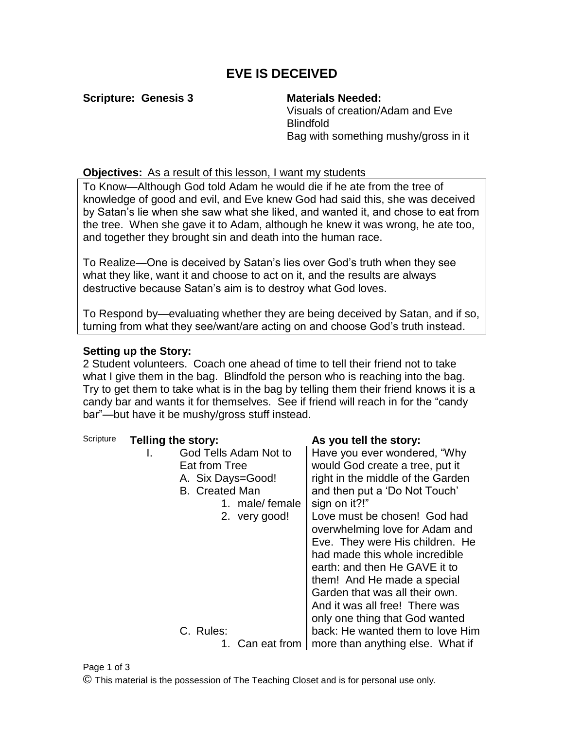# EVE IS DECEIVED

**Scripture: Genesis 3**

**Materials Needed:**
Visuals of creation/Adam and Eve
Blindfold
Bag with something mushy/gross in it

**Objectives:** As a result of this lesson, I want my students

To Know—Although God told Adam he would die if he ate from the tree of knowledge of good and evil, and Eve knew God had said this, she was deceived by Satan's lie when she saw what she liked, and wanted it, and chose to eat from the tree. When she gave it to Adam, although he knew it was wrong, he ate too, and together they brought sin and death into the human race.

To Realize—One is deceived by Satan's lies over God's truth when they see what they like, want it and choose to act on it, and the results are always destructive because Satan's aim is to destroy what God loves.

To Respond by—evaluating whether they are being deceived by Satan, and if so, turning from what they see/want/are acting on and choose God's truth instead.

**Setting up the Story:**
2 Student volunteers. Coach one ahead of time to tell their friend not to take what I give them in the bag. Blindfold the person who is reaching into the bag. Try to get them to take what is in the bag by telling them their friend knows it is a candy bar and wants it for themselves. See if friend will reach in for the "candy bar"—but have it be mushy/gross stuff instead.

| Scripture | **Telling the story:** | **As you tell the story:** |
|---|---|---|
| | I. God Tells Adam Not to Eat from Tree<br>A. Six Days=Good!<br>B. Created Man<br>1. male/ female<br>2. very good!<br>C. Rules:<br>1. Can eat from | Have you ever wondered, "Why would God create a tree, put it right in the middle of the Garden and then put a 'Do Not Touch' sign on it?!"<br>Love must be chosen! God had overwhelming love for Adam and Eve. They were His children. He had made this whole incredible earth: and then He GAVE it to them! And He made a special Garden that was all their own. And it was all free! There was only one thing that God wanted back: He wanted them to love Him more than anything else. What if |

© This material is the possession of The Teaching Closet and is for personal use only.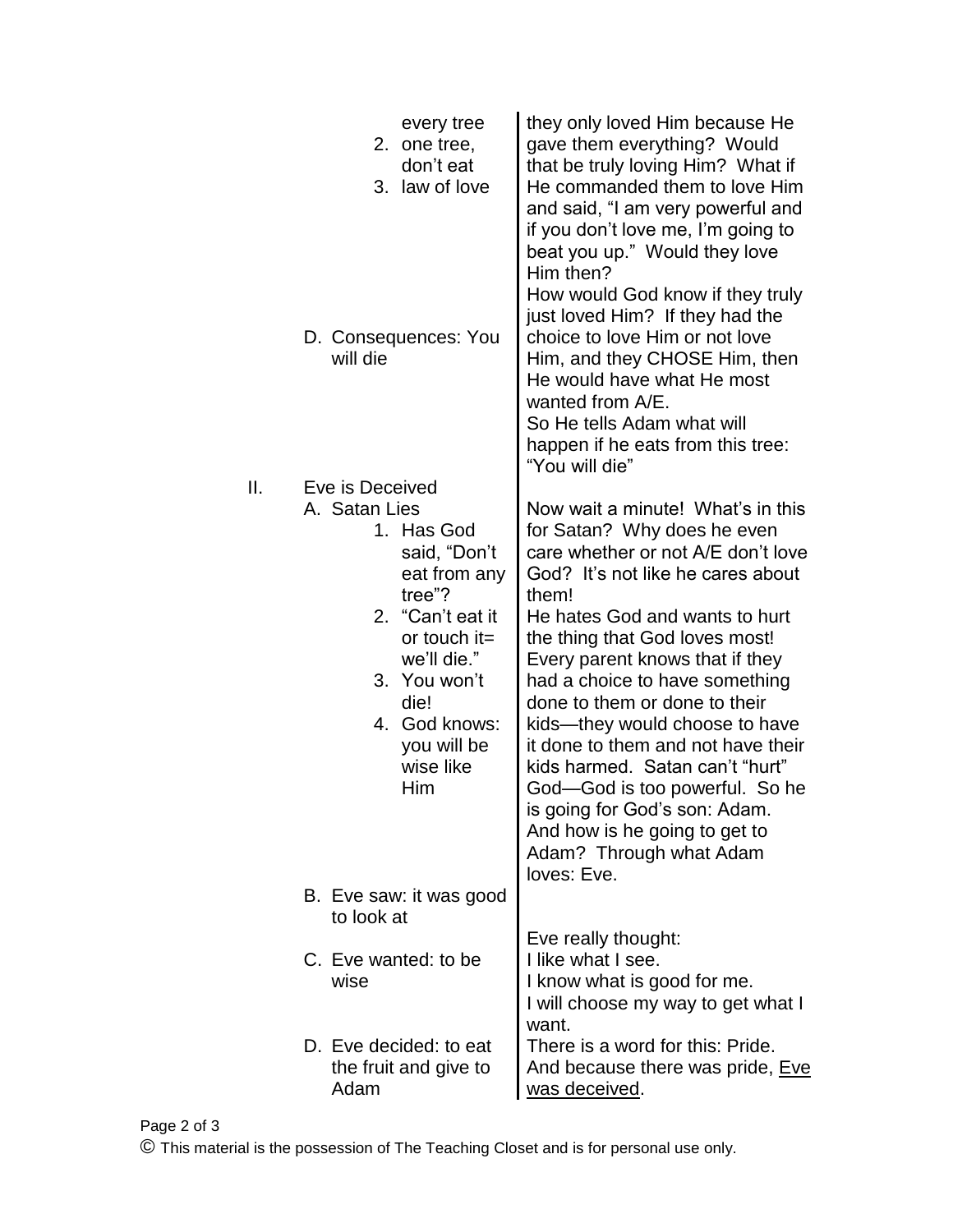| Outline | Notes |
| --- | --- |
| every tree<br>2. one tree, don't eat<br>3. law of love | they only loved Him because He gave them everything? Would that be truly loving Him? What if He commanded them to love Him and said, "I am very powerful and if you don't love me, I'm going to beat you up." Would they love Him then? |
| D. Consequences: You will die | How would God know if they truly just loved Him? If they had the choice to love Him or not love Him, and they CHOSE Him, then He would have what He most wanted from A/E.<br>So He tells Adam what will happen if he eats from this tree: "You will die" |
| II. Eve is Deceived | |
| A. Satan Lies<br>1. Has God said, "Don't eat from any tree"?<br>2. "Can't eat it or touch it= we'll die."<br>3. You won't die!<br>4. God knows: you will be wise like Him | Now wait a minute! What's in this for Satan? Why does he even care whether or not A/E don't love God? It's not like he cares about them!<br>He hates God and wants to hurt the thing that God loves most! Every parent knows that if they had a choice to have something done to them or done to their kids—they would choose to have it done to them and not have their kids harmed. Satan can't "hurt" God—God is too powerful. So he is going for God's son: Adam. And how is he going to get to Adam? Through what Adam loves: Eve. |
| B. Eve saw: it was good to look at | |
| C. Eve wanted: to be wise | Eve really thought:<br>I like what I see.<br>I know what is good for me.<br>I will choose my way to get what I want. |
| D. Eve decided: to eat the fruit and give to Adam | There is a word for this: Pride.<br>And because there was pride, <u>Eve was deceived</u>. |

© This material is the possession of The Teaching Closet and is for personal use only.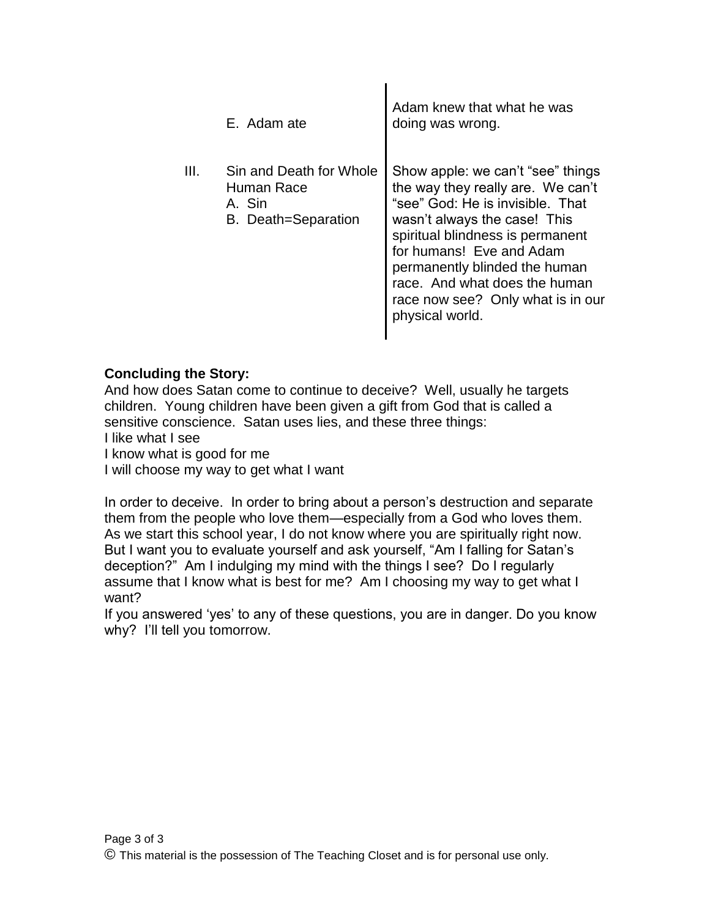| | | |
|---|---|---|
| | E. Adam ate | Adam knew that what he was doing was wrong. |
| III. | Sin and Death for Whole Human Race<br>A. Sin<br>B. Death=Separation | Show apple: we can't "see" things the way they really are. We can't "see" God: He is invisible. That wasn't always the case! This spiritual blindness is permanent for humans! Eve and Adam permanently blinded the human race. And what does the human race now see? Only what is in our physical world. |

**Concluding the Story:**
And how does Satan come to continue to deceive? Well, usually he targets children. Young children have been given a gift from God that is called a sensitive conscience. Satan uses lies, and these three things:
I like what I see
I know what is good for me
I will choose my way to get what I want

In order to deceive. In order to bring about a person's destruction and separate them from the people who love them—especially from a God who loves them. As we start this school year, I do not know where you are spiritually right now. But I want you to evaluate yourself and ask yourself, "Am I falling for Satan's deception?" Am I indulging my mind with the things I see? Do I regularly assume that I know what is best for me? Am I choosing my way to get what I want?
If you answered 'yes' to any of these questions, you are in danger. Do you know why? I'll tell you tomorrow.

© This material is the possession of The Teaching Closet and is for personal use only.